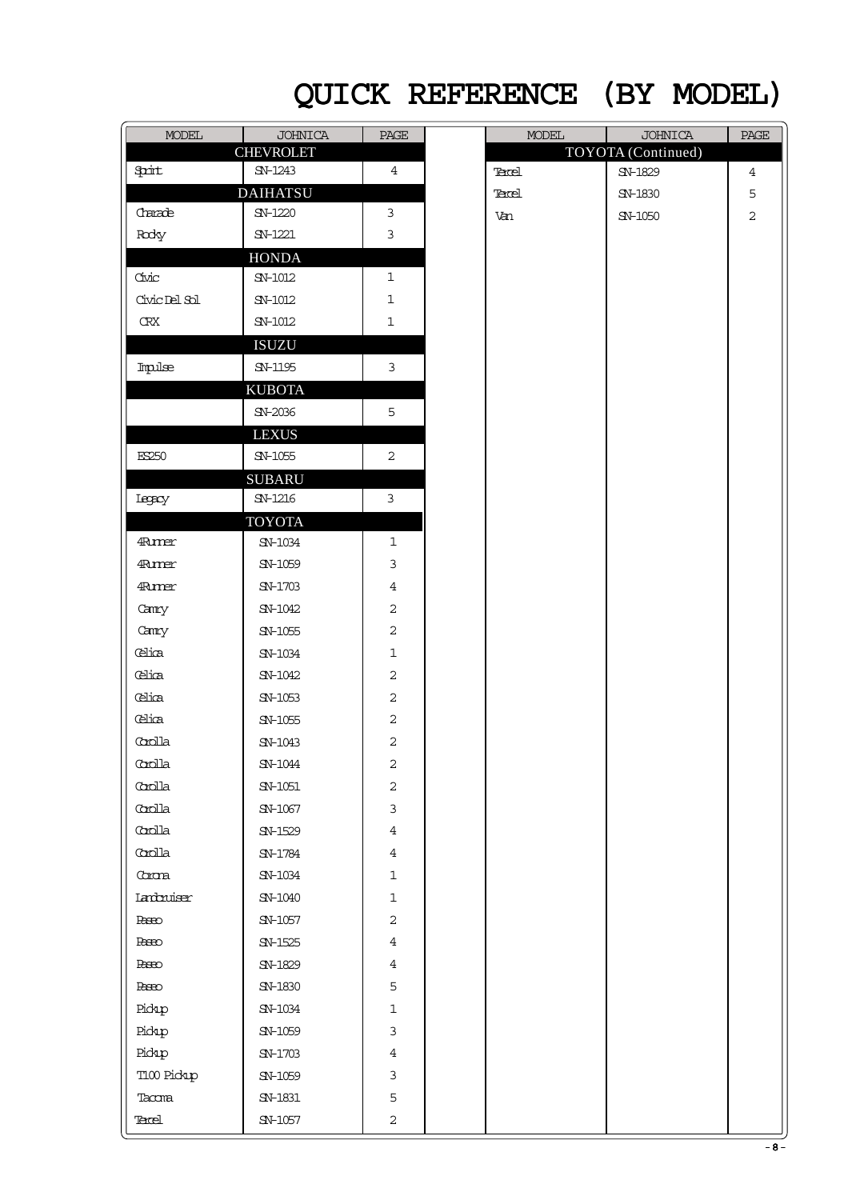# QUICK REFERENCE (BY MODEL)

| MODEL | JOHNICA | PAGE |
|---|---|---|
| | **CHEVROLET** | |
| Sprint | SN-1243 | 4 |
| | **DAIHATSU** | |
| Charade | SN-1220 | 3 |
| Rocky | SN-1221 | 3 |
| | **HONDA** | |
| Civic | SN-1012 | 1 |
| Civic Del Sol | SN-1012 | 1 |
| CRX | SN-1012 | 1 |
| | **ISUZU** | |
| Impulse | SN-1195 | 3 |
| | **KUBOTA** | |
| | SN-2036 | 5 |
| | **LEXUS** | |
| ES250 | SN-1055 | 2 |
| | **SUBARU** | |
| Legacy | SN-1216 | 3 |
| | **TOYOTA** | |
| 4Runner | SN-1034 | 1 |
| 4Runner | SN-1059 | 3 |
| 4Runner | SN-1703 | 4 |
| Camry | SN-1042 | 2 |
| Camry | SN-1055 | 2 |
| Celica | SN-1034 | 1 |
| Celica | SN-1042 | 2 |
| Celica | SN-1053 | 2 |
| Celica | SN-1055 | 2 |
| Corolla | SN-1043 | 2 |
| Corolla | SN-1044 | 2 |
| Corolla | SN-1051 | 2 |
| Corolla | SN-1067 | 3 |
| Corolla | SN-1529 | 4 |
| Corolla | SN-1784 | 4 |
| Corona | SN-1034 | 1 |
| Landcruiser | SN-1040 | 1 |
| Paseo | SN-1057 | 2 |
| Paseo | SN-1525 | 4 |
| Paseo | SN-1829 | 4 |
| Paseo | SN-1830 | 5 |
| Pickup | SN-1034 | 1 |
| Pickup | SN-1059 | 3 |
| Pickup | SN-1703 | 4 |
| T100 Pickup | SN-1059 | 3 |
| Tacoma | SN-1831 | 5 |
| Tercel | SN-1057 | 2 |

| MODEL | JOHNICA | PAGE |
|---|---|---|
| | **TOYOTA (Continued)** | |
| Tercel | SN-1829 | 4 |
| Tercel | SN-1830 | 5 |
| Van | SN-1050 | 2 |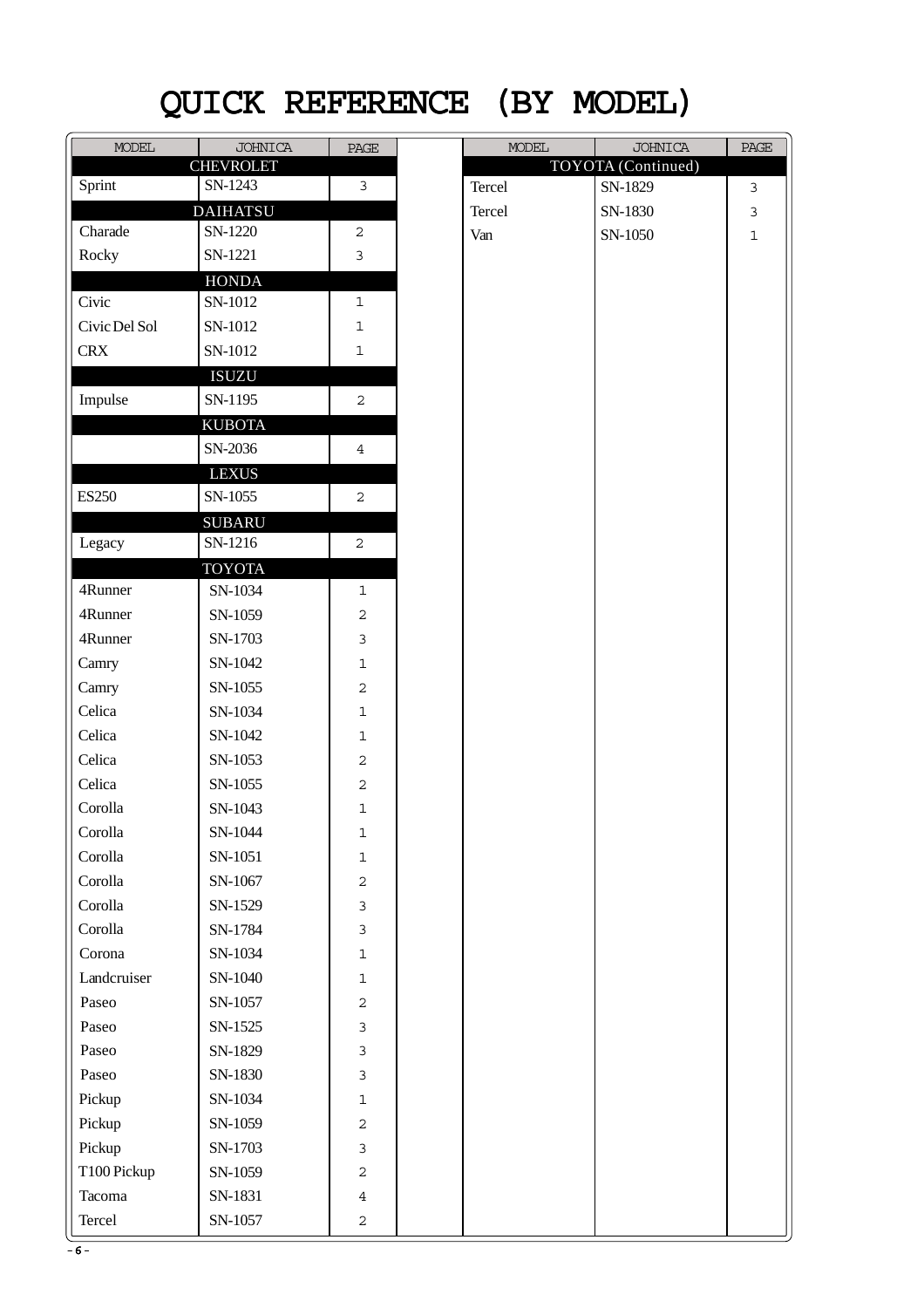# QUICK REFERENCE (BY MODEL)

| MODEL | JOHNICA | PAGE |
|---|---|---|
| **CHEVROLET** | | |
| Sprint | SN-1243 | 3 |
| **DAIHATSU** | | |
| Charade | SN-1220 | 2 |
| Rocky | SN-1221 | 3 |
| **HONDA** | | |
| Civic | SN-1012 | 1 |
| Civic Del Sol | SN-1012 | 1 |
| CRX | SN-1012 | 1 |
| **ISUZU** | | |
| Impulse | SN-1195 | 2 |
| **KUBOTA** | | |
| | SN-2036 | 4 |
| **LEXUS** | | |
| ES250 | SN-1055 | 2 |
| **SUBARU** | | |
| Legacy | SN-1216 | 2 |
| **TOYOTA** | | |
| 4Runner | SN-1034 | 1 |
| 4Runner | SN-1059 | 2 |
| 4Runner | SN-1703 | 3 |
| Camry | SN-1042 | 1 |
| Camry | SN-1055 | 2 |
| Celica | SN-1034 | 1 |
| Celica | SN-1042 | 1 |
| Celica | SN-1053 | 2 |
| Celica | SN-1055 | 2 |
| Corolla | SN-1043 | 1 |
| Corolla | SN-1044 | 1 |
| Corolla | SN-1051 | 1 |
| Corolla | SN-1067 | 2 |
| Corolla | SN-1529 | 3 |
| Corolla | SN-1784 | 3 |
| Corona | SN-1034 | 1 |
| Landcruiser | SN-1040 | 1 |
| Paseo | SN-1057 | 2 |
| Paseo | SN-1525 | 3 |
| Paseo | SN-1829 | 3 |
| Paseo | SN-1830 | 3 |
| Pickup | SN-1034 | 1 |
| Pickup | SN-1059 | 2 |
| Pickup | SN-1703 | 3 |
| T100 Pickup | SN-1059 | 2 |
| Tacoma | SN-1831 | 4 |
| Tercel | SN-1057 | 2 |
| **TOYOTA (Continued)** | | |
| Tercel | SN-1829 | 3 |
| Tercel | SN-1830 | 3 |
| Van | SN-1050 | 1 |